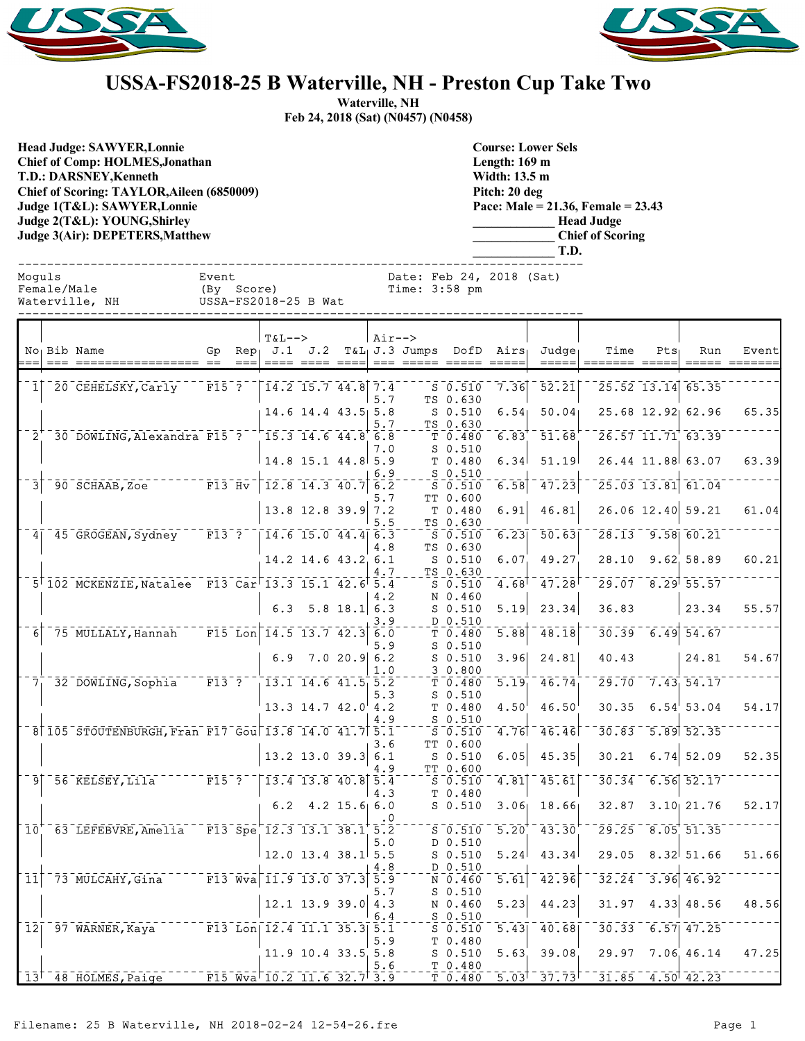# USSA-FS2018-25 B Waterville, NH - Preston Cup Take Two

**Waterville, NH**
**Feb 24, 2018 (Sat) (N0457) (N0458)**

**Head Judge: SAWYER,Lonnie**
**Chief of Comp: HOLMES,Jonathan**
**T.D.: DARSNEY,Kenneth**
**Chief of Scoring: TAYLOR,Aileen (6850009)**
**Judge 1(T&L): SAWYER,Lonnie**
**Judge 2(T&L): YOUNG,Shirley**
**Judge 3(Air): DEPETERS,Matthew**

**Course: Lower Sels**
**Length: 169 m**
**Width: 13.5 m**
**Pitch: 20 deg**
**Pace: Male = 21.36, Female = 23.43**
**\_\_\_\_\_\_\_\_\_\_\_\_ Head Judge**
**\_\_\_\_\_\_\_\_\_\_\_\_ Chief of Scoring**
**\_\_\_\_\_\_\_\_\_\_\_\_ T.D.**

Moguls | Event | Date: Feb 24, 2018 (Sat)
Female/Male | (By Score) | Time: 3:58 pm
Waterville, NH | USSA-FS2018-25 B Wat

| No | Bib | Name | Gp | Rep | T&L--> J.1 | J.2 | T&L | Air--> J.3 | Jumps | DofD | Airs | Judge | Time | Pts | Run | Event |
|---|---|---|---|---|---|---|---|---|---|---|---|---|---|---|---|---|
| 1 | 20 | CEHELSKY,Carly | F15 | ? | 14.2 | 15.7 | 44.8 | 7.4 | S | 0.510 | 7.36 | 52.21 | 25.52 | 13.14 | 65.35 | |
| | | | | | | | | 5.7 | TS | 0.630 | | | | | | |
| | | | | | 14.6 | 14.4 | 43.5 | 5.8 | S | 0.510 | 6.54 | 50.04 | 25.68 | 12.92 | 62.96 | 65.35 |
| | | | | | | | | 5.7 | TS | 0.630 | | | | | | |
| 2 | 30 | DOWLING,Alexandra | F15 | ? | 15.3 | 14.6 | 44.8 | 6.8 | T | 0.480 | 6.83 | 51.68 | 26.57 | 11.71 | 63.39 | |
| | | | | | | | | 7.0 | S | 0.510 | | | | | | |
| | | | | | 14.8 | 15.1 | 44.8 | 5.9 | T | 0.480 | 6.34 | 51.19 | 26.44 | 11.88 | 63.07 | 63.39 |
| | | | | | | | | 6.9 | S | 0.510 | | | | | | |
| 3 | 90 | SCHAAB,Zoe | F13 | Hv | 12.8 | 14.3 | 40.7 | 6.2 | S | 0.510 | 6.58 | 47.23 | 25.03 | 13.81 | 61.04 | |
| | | | | | | | | 5.7 | TT | 0.600 | | | | | | |
| | | | | | 13.8 | 12.8 | 39.9 | 7.2 | T | 0.480 | 6.91 | 46.81 | 26.06 | 12.40 | 59.21 | 61.04 |
| | | | | | | | | 5.5 | TS | 0.630 | | | | | | |
| 4 | 45 | GROGEAN,Sydney | F13 | ? | 14.6 | 15.0 | 44.4 | 6.3 | S | 0.510 | 6.23 | 50.63 | 28.13 | 9.58 | 60.21 | |
| | | | | | | | | 4.8 | TS | 0.630 | | | | | | |
| | | | | | 14.2 | 14.6 | 43.2 | 6.1 | S | 0.510 | 6.07 | 49.27 | 28.10 | 9.62 | 58.89 | 60.21 |
| | | | | | | | | 4.7 | TS | 0.630 | | | | | | |
| 5 | 102 | MCKENZIE,Natalee | F13 | Car | 13.3 | 15.1 | 42.6 | 5.4 | S | 0.510 | 4.68 | 47.28 | 29.07 | 8.29 | 55.57 | |
| | | | | | | | | 4.2 | N | 0.460 | | | | | | |
| | | | | | 6.3 | 5.8 | 18.1 | 6.3 | S | 0.510 | 5.19 | 23.34 | 36.83 | | 23.34 | 55.57 |
| | | | | | | | | 3.9 | D | 0.510 | | | | | | |
| 6 | 75 | MULLALY,Hannah | F15 | Lon | 14.5 | 13.7 | 42.3 | 6.0 | T | 0.480 | 5.88 | 48.18 | 30.39 | 6.49 | 54.67 | |
| | | | | | | | | 5.9 | S | 0.510 | | | | | | |
| | | | | | 6.9 | 7.0 | 20.9 | 6.2 | S | 0.510 | 3.96 | 24.81 | 40.43 | | 24.81 | 54.67 |
| | | | | | | | | 1.0 | 3 | 0.800 | | | | | | |
| 7 | 32 | DOWLING,Sophia | F13 | ? | 13.1 | 14.6 | 41.5 | 5.2 | T | 0.480 | 5.19 | 46.74 | 29.70 | 7.43 | 54.17 | |
| | | | | | | | | 5.3 | S | 0.510 | | | | | | |
| | | | | | 13.3 | 14.7 | 42.0 | 4.2 | T | 0.480 | 4.50 | 46.50 | 30.35 | 6.54 | 53.04 | 54.17 |
| | | | | | | | | 4.9 | S | 0.510 | | | | | | |
| 8 | 105 | STOUTENBURGH,Fran | F17 | Gou | 13.8 | 14.0 | 41.7 | 5.1 | S | 0.510 | 4.76 | 46.46 | 30.83 | 5.89 | 52.35 | |
| | | | | | | | | 3.6 | TT | 0.600 | | | | | | |
| | | | | | 13.2 | 13.0 | 39.3 | 6.1 | S | 0.510 | 6.05 | 45.35 | 30.21 | 6.74 | 52.09 | 52.35 |
| | | | | | | | | 4.9 | TT | 0.600 | | | | | | |
| 9 | 56 | KELSEY,Lila | F15 | ? | 13.4 | 13.8 | 40.8 | 5.4 | S | 0.510 | 4.81 | 45.61 | 30.34 | 6.56 | 52.17 | |
| | | | | | | | | 4.3 | T | 0.480 | | | | | | |
| | | | | | 6.2 | 4.2 | 15.6 | 6.0 | S | 0.510 | 3.06 | 18.66 | 32.87 | 3.10 | 21.76 | 52.17 |
| | | | | | | | | .0 | | | | | | | | |
| 10 | 63 | LEFEBVRE,Amelia | F13 | Spe | 12.3 | 13.1 | 38.1 | 5.2 | S | 0.510 | 5.20 | 43.30 | 29.25 | 8.05 | 51.35 | |
| | | | | | | | | 5.0 | D | 0.510 | | | | | | |
| | | | | | 12.0 | 13.4 | 38.1 | 5.5 | S | 0.510 | 5.24 | 43.34 | 29.05 | 8.32 | 51.66 | 51.66 |
| | | | | | | | | 4.8 | D | 0.510 | | | | | | |
| 11 | 73 | MULCAHY,Gina | F13 | Wva | 11.9 | 13.0 | 37.3 | 5.9 | N | 0.460 | 5.61 | 42.96 | 32.24 | 3.96 | 46.92 | |
| | | | | | | | | 5.7 | S | 0.510 | | | | | | |
| | | | | | 12.1 | 13.9 | 39.0 | 4.3 | N | 0.460 | 5.23 | 44.23 | 31.97 | 4.33 | 48.56 | 48.56 |
| | | | | | | | | 6.4 | S | 0.510 | | | | | | |
| 12 | 97 | WARNER,Kaya | F13 | Lon | 12.4 | 11.1 | 35.3 | 5.1 | S | 0.510 | 5.43 | 40.68 | 30.33 | 6.57 | 47.25 | |
| | | | | | | | | 5.9 | T | 0.480 | | | | | | |
| | | | | | 11.9 | 10.4 | 33.5 | 5.8 | S | 0.510 | 5.63 | 39.08 | 29.97 | 7.06 | 46.14 | 47.25 |
| | | | | | | | | 5.6 | T | 0.480 | | | | | | |
| 13 | 48 | HOLMES,Paige | F15 | Wva | 10.2 | 11.6 | 32.7 | 3.9 | T | 0.480 | 5.03 | 37.73 | 31.85 | 4.50 | 42.23 | |

Filename: 25 B Waterville, NH 2018-02-24 12-54-26.fre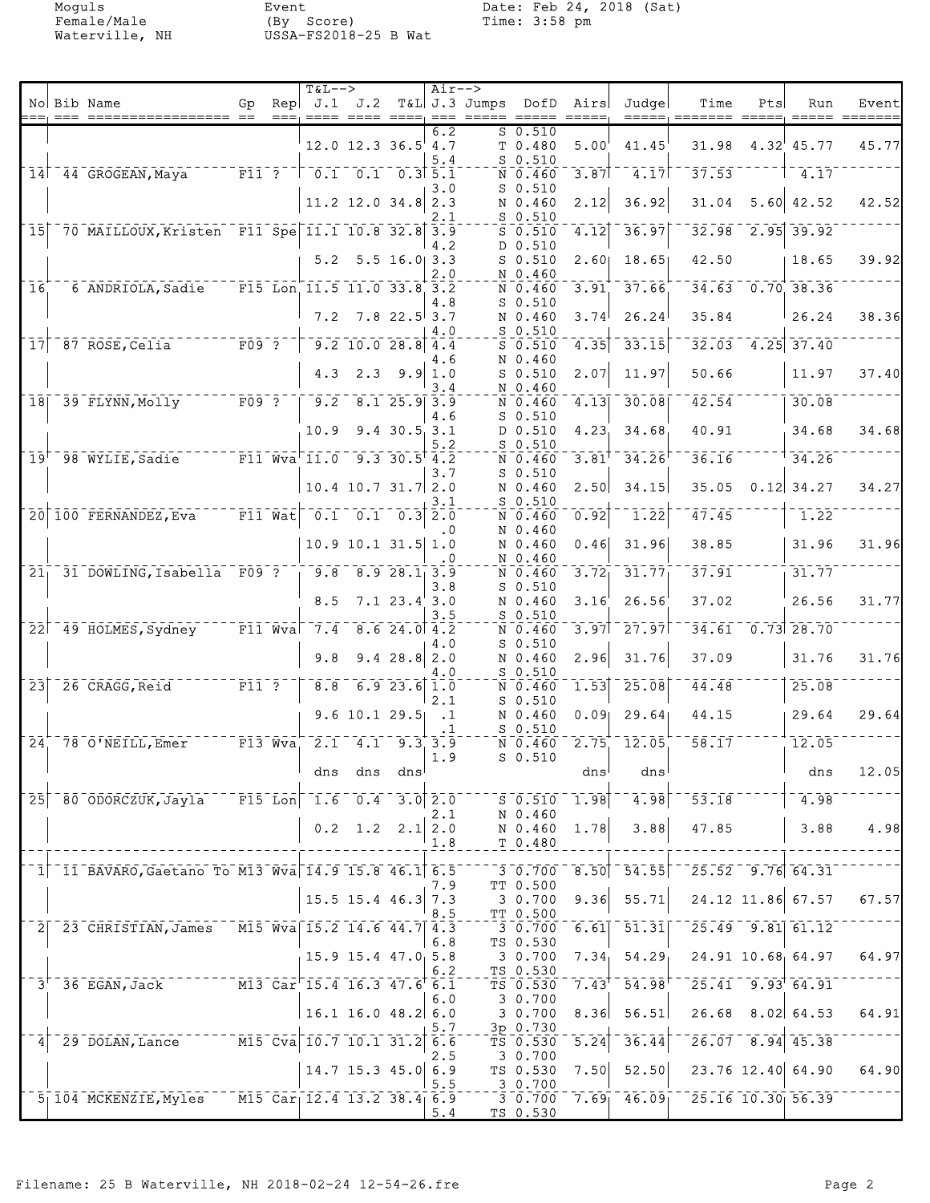Moguls
Female/Male
Waterville, NH

Event
(By Score)
USSA-FS2018-25 B Wat

Date: Feb 24, 2018 (Sat)
Time: 3:58 pm

| No | Bib | Name | Gp | Rep | J.1 | J.2 | T&L | J.3 | Jumps | DofD | Airs | Judge | Time | Pts | Run | Event |
|---|---|---|---|---|---|---|---|---|---|---|---|---|---|---|---|---|
| | | | | | | | | 6.2 | S | 0.510 | | | | | | |
| | | | | | 12.0 | 12.3 | 36.5 | 4.7 | T | 0.480 | 5.00 | 41.45 | 31.98 | 4.32 | 45.77 | 45.77 |
| | | | | | | | | 5.4 | S | 0.510 | | | | | | |
| 14 | 44 | GROGEAN, Maya | F11 | ? | 0.1 | 0.1 | 0.3 | 5.1 | N | 0.460 | 3.87 | 4.17 | 37.53 | | 4.17 | |
| | | | | | | | | 3.0 | S | 0.510 | | | | | | |
| | | | | | 11.2 | 12.0 | 34.8 | 2.3 | N | 0.460 | 2.12 | 36.92 | 31.04 | 5.60 | 42.52 | 42.52 |
| | | | | | | | | 2.1 | S | 0.510 | | | | | | |
| 15 | 70 | MAILLOUX, Kristen | F11 | Spe | 11.1 | 10.8 | 32.8 | 3.9 | S | 0.510 | 4.12 | 36.97 | 32.98 | 2.95 | 39.92 | |
| | | | | | | | | 4.2 | D | 0.510 | | | | | | |
| | | | | | 5.2 | 5.5 | 16.0 | 3.3 | S | 0.510 | 2.60 | 18.65 | 42.50 | | 18.65 | 39.92 |
| | | | | | | | | 2.0 | N | 0.460 | | | | | | |
| 16 | 6 | ANDRIOLA, Sadie | F15 | Lon | 11.5 | 11.0 | 33.8 | 3.2 | N | 0.460 | 3.91 | 37.66 | 34.63 | 0.70 | 38.36 | |
| | | | | | | | | 4.8 | S | 0.510 | | | | | | |
| | | | | | 7.2 | 7.8 | 22.5 | 3.7 | N | 0.460 | 3.74 | 26.24 | 35.84 | | 26.24 | 38.36 |
| | | | | | | | | 4.0 | S | 0.510 | | | | | | |
| 17 | 87 | ROSE, Celia | F09 | ? | 9.2 | 10.0 | 28.8 | 4.4 | S | 0.510 | 4.35 | 33.15 | 32.03 | 4.25 | 37.40 | |
| | | | | | | | | 4.6 | N | 0.460 | | | | | | |
| | | | | | 4.3 | 2.3 | 9.9 | 1.0 | S | 0.510 | 2.07 | 11.97 | 50.66 | | 11.97 | 37.40 |
| | | | | | | | | 3.4 | N | 0.460 | | | | | | |
| 18 | 39 | FLYNN, Molly | F09 | ? | 9.2 | 8.1 | 25.9 | 3.9 | N | 0.460 | 4.13 | 30.08 | 42.54 | | 30.08 | |
| | | | | | | | | 4.6 | S | 0.510 | | | | | | |
| | | | | | 10.9 | 9.4 | 30.5 | 3.1 | D | 0.510 | 4.23 | 34.68 | 40.91 | | 34.68 | 34.68 |
| | | | | | | | | 5.2 | S | 0.510 | | | | | | |
| 19 | 98 | WYLIE, Sadie | F11 | Wva | 11.0 | 9.3 | 30.5 | 4.2 | N | 0.460 | 3.81 | 34.26 | 36.16 | | 34.26 | |
| | | | | | | | | 3.7 | S | 0.510 | | | | | | |
| | | | | | 10.4 | 10.7 | 31.7 | 2.0 | N | 0.460 | 2.50 | 34.15 | 35.05 | 0.12 | 34.27 | 34.27 |
| | | | | | | | | 3.1 | S | 0.510 | | | | | | |
| 20 | 100 | FERNANDEZ, Eva | F11 | Wat | 0.1 | 0.1 | 0.3 | 2.0 | N | 0.460 | 0.92 | 1.22 | 47.45 | | 1.22 | |
| | | | | | | | | .0 | N | 0.460 | | | | | | |
| | | | | | 10.9 | 10.1 | 31.5 | 1.0 | N | 0.460 | 0.46 | 31.96 | 38.85 | | 31.96 | 31.96 |
| | | | | | | | | .0 | N | 0.460 | | | | | | |
| 21 | 31 | DOWLING, Isabella | F09 | ? | 9.8 | 8.9 | 28.1 | 3.9 | N | 0.460 | 3.72 | 31.77 | 37.91 | | 31.77 | |
| | | | | | | | | 3.8 | S | 0.510 | | | | | | |
| | | | | | 8.5 | 7.1 | 23.4 | 3.0 | N | 0.460 | 3.16 | 26.56 | 37.02 | | 26.56 | 31.77 |
| | | | | | | | | 3.5 | S | 0.510 | | | | | | |
| 22 | 49 | HOLMES, Sydney | F11 | Wva | 7.4 | 8.6 | 24.0 | 4.2 | N | 0.460 | 3.97 | 27.97 | 34.61 | 0.73 | 28.70 | |
| | | | | | | | | 4.0 | S | 0.510 | | | | | | |
| | | | | | 9.8 | 9.4 | 28.8 | 2.0 | N | 0.460 | 2.96 | 31.76 | 37.09 | | 31.76 | 31.76 |
| | | | | | | | | 4.0 | S | 0.510 | | | | | | |
| 23 | 26 | CRAGG, Reid | F11 | ? | 8.8 | 6.9 | 23.6 | 1.0 | N | 0.460 | 1.53 | 25.08 | 44.48 | | 25.08 | |
| | | | | | | | | 2.1 | S | 0.510 | | | | | | |
| | | | | | 9.6 | 10.1 | 29.5 | .1 | N | 0.460 | 0.09 | 29.64 | 44.15 | | 29.64 | 29.64 |
| | | | | | | | | .1 | S | 0.510 | | | | | | |
| 24 | 78 | O'NEILL, Emer | F13 | Wva | 2.1 | 4.1 | 9.3 | 3.9 | N | 0.460 | 2.75 | 12.05 | 58.17 | | 12.05 | |
| | | | | | | | | 1.9 | S | 0.510 | | | | | | |
| | | | | | dns | dns | dns | | | | dns | dns | | | dns | 12.05 |
| 25 | 80 | ODORCZUK, Jayla | F15 | Lon | 1.6 | 0.4 | 3.0 | 2.0 | S | 0.510 | 1.98 | 4.98 | 53.18 | | 4.98 | |
| | | | | | | | | 2.1 | N | 0.460 | | | | | | |
| | | | | | 0.2 | 1.2 | 2.1 | 2.0 | N | 0.460 | 1.78 | 3.88 | 47.85 | | 3.88 | 4.98 |
| | | | | | | | | 1.8 | T | 0.480 | | | | | | |
| 1 | 11 | BAVARO, Gaetano To | M13 | Wva | 14.9 | 15.8 | 46.1 | 6.5 | 3 | 0.700 | 8.50 | 54.55 | 25.52 | 9.76 | 64.31 | |
| | | | | | | | | 7.9 | TT | 0.500 | | | | | | |
| | | | | | 15.5 | 15.4 | 46.3 | 7.3 | 3 | 0.700 | 9.36 | 55.71 | 24.12 | 11.86 | 67.57 | 67.57 |
| | | | | | | | | 8.5 | TT | 0.500 | | | | | | |
| 2 | 23 | CHRISTIAN, James | M15 | Wva | 15.2 | 14.6 | 44.7 | 4.3 | 3 | 0.700 | 6.61 | 51.31 | 25.49 | 9.81 | 61.12 | |
| | | | | | | | | 6.8 | TS | 0.530 | | | | | | |
| | | | | | 15.9 | 15.4 | 47.0 | 5.8 | 3 | 0.700 | 7.34 | 54.29 | 24.91 | 10.68 | 64.97 | 64.97 |
| | | | | | | | | 6.2 | TS | 0.530 | | | | | | |
| 3 | 36 | EGAN, Jack | M13 | Car | 15.4 | 16.3 | 47.6 | 6.1 | TS | 0.530 | 7.43 | 54.98 | 25.41 | 9.93 | 64.91 | |
| | | | | | | | | 6.0 | 3 | 0.700 | | | | | | |
| | | | | | 16.1 | 16.0 | 48.2 | 6.0 | 3 | 0.700 | 8.36 | 56.51 | 26.68 | 8.02 | 64.53 | 64.91 |
| | | | | | | | | 5.7 | 3p | 0.730 | | | | | | |
| 4 | 29 | DOLAN, Lance | M15 | Cva | 10.7 | 10.1 | 31.2 | 6.6 | TS | 0.530 | 5.24 | 36.44 | 26.07 | 8.94 | 45.38 | |
| | | | | | | | | 2.5 | 3 | 0.700 | | | | | | |
| | | | | | 14.7 | 15.3 | 45.0 | 6.9 | TS | 0.530 | 7.50 | 52.50 | 23.76 | 12.40 | 64.90 | 64.90 |
| | | | | | | | | 5.5 | 3 | 0.700 | | | | | | |
| 5 | 104 | MCKENZIE, Myles | M15 | Car | 12.4 | 13.2 | 38.4 | 6.9 | 3 | 0.700 | 7.69 | 46.09 | 25.16 | 10.30 | 56.39 | |
| | | | | | | | | 5.4 | TS | 0.530 | | | | | | |

Filename: 25 B Waterville, NH 2018-02-24 12-54-26.fre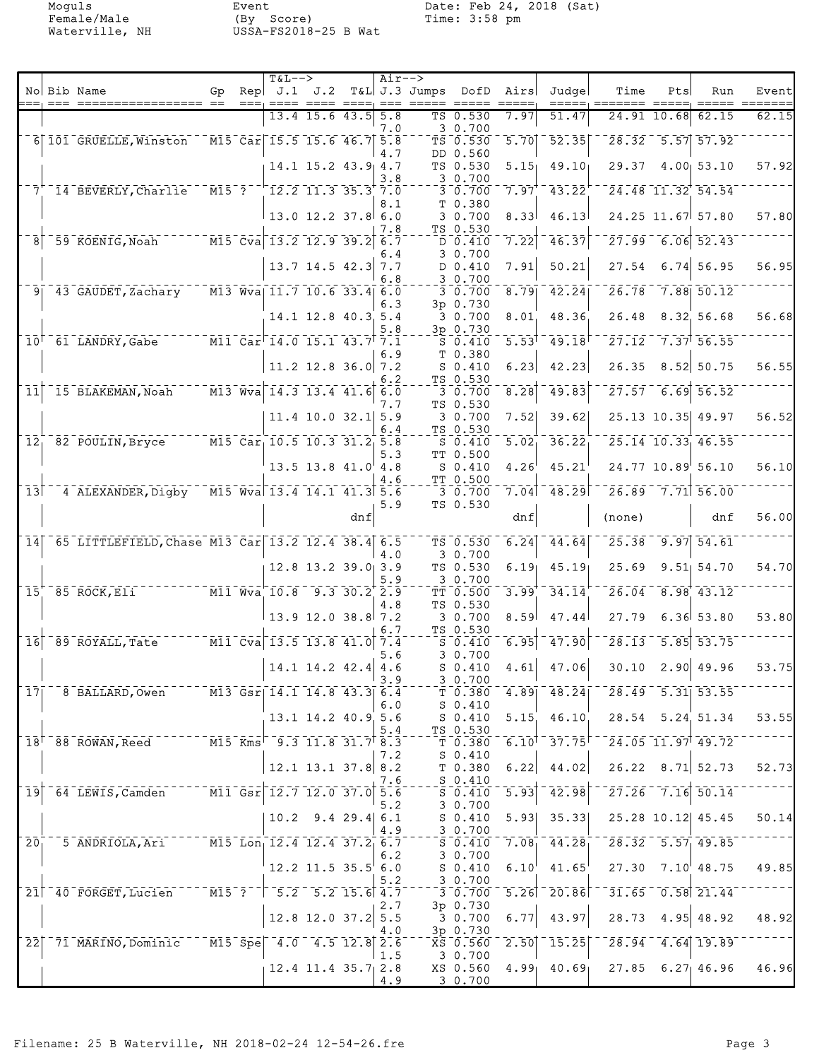Moguls
Female/Male
Waterville, NH

Event
(By Score)
USSA-FS2018-25 B Wat

Date: Feb 24, 2018 (Sat)
Time: 3:58 pm

| No | Bib | Name | Gp | Rep | T&L--> J.1 | J.2 | T&L | Air--> J.3 | Jumps | DofD | Airs | Judge | Time | Pts | Run | Event |
|---|---|---|---|---|---|---|---|---|---|---|---|---|---|---|---|---|
| | | | | | 13.4 | 15.6 | 43.5 | 5.8 | TS | 0.530 | 7.97 | 51.47 | 24.91 | 10.68 | 62.15 | 62.15 |
| | | | | | | | | 7.0 | 3 | 0.700 | | | | | | |
| 6 | 101 | GRUELLE, Winston | M15 | Car | 15.5 | 15.6 | 46.7 | 5.8 | TS | 0.530 | 5.70 | 52.35 | 28.32 | 5.57 | 57.92 | |
| | | | | | | | | 4.7 | DD | 0.560 | | | | | | |
| | | | | | 14.1 | 15.2 | 43.9 | 4.7 | TS | 0.530 | 5.15 | 49.10 | 29.37 | 4.00 | 53.10 | 57.92 |
| | | | | | | | | 3.8 | 3 | 0.700 | | | | | | |
| 7 | 14 | BEVERLY, Charlie | M15 | ? | 12.2 | 11.3 | 35.3 | 7.0 | 3 | 0.700 | 7.97 | 43.22 | 24.48 | 11.32 | 54.54 | |
| | | | | | | | | 8.1 | T | 0.380 | | | | | | |
| | | | | | 13.0 | 12.2 | 37.8 | 6.0 | 3 | 0.700 | 8.33 | 46.13 | 24.25 | 11.67 | 57.80 | 57.80 |
| | | | | | | | | 7.8 | TS | 0.530 | | | | | | |
| 8 | 59 | KOENIG, Noah | M15 | Cva | 13.2 | 12.9 | 39.2 | 6.7 | D | 0.410 | 7.22 | 46.37 | 27.99 | 6.06 | 52.43 | |
| | | | | | | | | 6.4 | 3 | 0.700 | | | | | | |
| | | | | | 13.7 | 14.5 | 42.3 | 7.7 | D | 0.410 | 7.91 | 50.21 | 27.54 | 6.74 | 56.95 | 56.95 |
| | | | | | | | | 6.8 | 3 | 0.700 | | | | | | |
| 9 | 43 | GAUDET, Zachary | M13 | Wva | 11.7 | 10.6 | 33.4 | 6.0 | 3 | 0.700 | 8.79 | 42.24 | 26.78 | 7.88 | 50.12 | |
| | | | | | | | | 6.3 | 3p | 0.730 | | | | | | |
| | | | | | 14.1 | 12.8 | 40.3 | 5.4 | 3 | 0.700 | 8.01 | 48.36 | 26.48 | 8.32 | 56.68 | 56.68 |
| | | | | | | | | 5.8 | 3p | 0.730 | | | | | | |
| 10 | 61 | LANDRY, Gabe | M11 | Car | 14.0 | 15.1 | 43.7 | 7.1 | S | 0.410 | 5.53 | 49.18 | 27.12 | 7.37 | 56.55 | |
| | | | | | | | | 6.9 | T | 0.380 | | | | | | |
| | | | | | 11.2 | 12.8 | 36.0 | 7.2 | S | 0.410 | 6.23 | 42.23 | 26.35 | 8.52 | 50.75 | 56.55 |
| | | | | | | | | 6.2 | TS | 0.530 | | | | | | |
| 11 | 15 | BLAKEMAN, Noah | M13 | Wva | 14.3 | 13.4 | 41.6 | 6.0 | 3 | 0.700 | 8.28 | 49.83 | 27.57 | 6.69 | 56.52 | |
| | | | | | | | | 7.7 | TS | 0.530 | | | | | | |
| | | | | | 11.4 | 10.0 | 32.1 | 5.9 | 3 | 0.700 | 7.52 | 39.62 | 25.13 | 10.35 | 49.97 | 56.52 |
| | | | | | | | | 6.4 | TS | 0.530 | | | | | | |
| 12 | 82 | POULIN, Bryce | M15 | Car | 10.5 | 10.3 | 31.2 | 5.8 | S | 0.410 | 5.02 | 36.22 | 25.14 | 10.33 | 46.55 | |
| | | | | | | | | 5.3 | TT | 0.500 | | | | | | |
| | | | | | 13.5 | 13.8 | 41.0 | 4.8 | S | 0.410 | 4.26 | 45.21 | 24.77 | 10.89 | 56.10 | 56.10 |
| | | | | | | | | 4.6 | TT | 0.500 | | | | | | |
| 13 | 4 | ALEXANDER, Digby | M15 | Wva | 13.4 | 14.1 | 41.3 | 5.6 | 3 | 0.700 | 7.04 | 48.29 | 26.89 | 7.71 | 56.00 | |
| | | | | | | | | 5.9 | TS | 0.530 | | | | | | |
| | | | | | | | dnf | | | | dnf | | (none) | | dnf | 56.00 |
| 14 | 65 | LITTLEFIELD, Chase | M13 | Car | 13.2 | 12.4 | 38.4 | 6.5 | TS | 0.530 | 6.24 | 44.64 | 25.38 | 9.97 | 54.61 | |
| | | | | | | | | 4.0 | 3 | 0.700 | | | | | | |
| | | | | | 12.8 | 13.2 | 39.0 | 3.9 | TS | 0.530 | 6.19 | 45.19 | 25.69 | 9.51 | 54.70 | 54.70 |
| | | | | | | | | 5.9 | 3 | 0.700 | | | | | | |
| 15 | 85 | ROCK, Eli | M11 | Wva | 10.8 | 9.3 | 30.2 | 2.9 | TT | 0.500 | 3.99 | 34.14 | 26.04 | 8.98 | 43.12 | |
| | | | | | | | | 4.8 | TS | 0.530 | | | | | | |
| | | | | | 13.9 | 12.0 | 38.8 | 7.2 | 3 | 0.700 | 8.59 | 47.44 | 27.79 | 6.36 | 53.80 | 53.80 |
| | | | | | | | | 6.7 | TS | 0.530 | | | | | | |
| 16 | 89 | ROYALL, Tate | M11 | Cva | 13.5 | 13.8 | 41.0 | 7.4 | S | 0.410 | 6.95 | 47.90 | 28.13 | 5.85 | 53.75 | |
| | | | | | | | | 5.6 | 3 | 0.700 | | | | | | |
| | | | | | 14.1 | 14.2 | 42.4 | 4.6 | S | 0.410 | 4.61 | 47.06 | 30.10 | 2.90 | 49.96 | 53.75 |
| | | | | | | | | 3.9 | 3 | 0.700 | | | | | | |
| 17 | 8 | BALLARD, Owen | M13 | Gsr | 14.1 | 14.8 | 43.3 | 6.4 | T | 0.380 | 4.89 | 48.24 | 28.49 | 5.31 | 53.55 | |
| | | | | | | | | 6.0 | S | 0.410 | | | | | | |
| | | | | | 13.1 | 14.2 | 40.9 | 5.6 | S | 0.410 | 5.15 | 46.10 | 28.54 | 5.24 | 51.34 | 53.55 |
| | | | | | | | | 5.4 | TS | 0.530 | | | | | | |
| 18 | 88 | ROWAN, Reed | M15 | Kms | 9.3 | 11.8 | 31.7 | 8.3 | T | 0.380 | 6.10 | 37.75 | 24.05 | 11.97 | 49.72 | |
| | | | | | | | | 7.2 | S | 0.410 | | | | | | |
| | | | | | 12.1 | 13.1 | 37.8 | 8.2 | T | 0.380 | 6.22 | 44.02 | 26.22 | 8.71 | 52.73 | 52.73 |
| | | | | | | | | 7.6 | S | 0.410 | | | | | | |
| 19 | 64 | LEWIS, Camden | M11 | Gsr | 12.7 | 12.0 | 37.0 | 5.6 | S | 0.410 | 5.93 | 42.98 | 27.26 | 7.16 | 50.14 | |
| | | | | | | | | 5.2 | 3 | 0.700 | | | | | | |
| | | | | | 10.2 | 9.4 | 29.4 | 6.1 | S | 0.410 | 5.93 | 35.33 | 25.28 | 10.12 | 45.45 | 50.14 |
| | | | | | | | | 4.9 | 3 | 0.700 | | | | | | |
| 20 | 5 | ANDRIOLA, Ari | M15 | Lon | 12.4 | 12.4 | 37.2 | 6.7 | S | 0.410 | 7.08 | 44.28 | 28.32 | 5.57 | 49.85 | |
| | | | | | | | | 6.2 | 3 | 0.700 | | | | | | |
| | | | | | 12.2 | 11.5 | 35.5 | 6.0 | S | 0.410 | 6.10 | 41.65 | 27.30 | 7.10 | 48.75 | 49.85 |
| | | | | | | | | 5.2 | 3 | 0.700 | | | | | | |
| 21 | 40 | FORGET, Lucien | M15 | ? | 5.2 | 5.2 | 15.6 | 4.7 | 3 | 0.700 | 5.26 | 20.86 | 31.65 | 0.58 | 21.44 | |
| | | | | | | | | 2.7 | 3p | 0.730 | | | | | | |
| | | | | | 12.8 | 12.0 | 37.2 | 5.5 | 3 | 0.700 | 6.77 | 43.97 | 28.73 | 4.95 | 48.92 | 48.92 |
| | | | | | | | | 4.0 | 3p | 0.730 | | | | | | |
| 22 | 71 | MARINO, Dominic | M15 | Spe | 4.0 | 4.5 | 12.8 | 2.6 | XS | 0.560 | 2.50 | 15.25 | 28.94 | 4.64 | 19.89 | |
| | | | | | | | | 1.5 | 3 | 0.700 | | | | | | |
| | | | | | 12.4 | 11.4 | 35.7 | 2.8 | XS | 0.560 | 4.99 | 40.69 | 27.85 | 6.27 | 46.96 | 46.96 |
| | | | | | | | | 4.9 | 3 | 0.700 | | | | | | |

Filename: 25 B Waterville, NH 2018-02-24 12-54-26.fre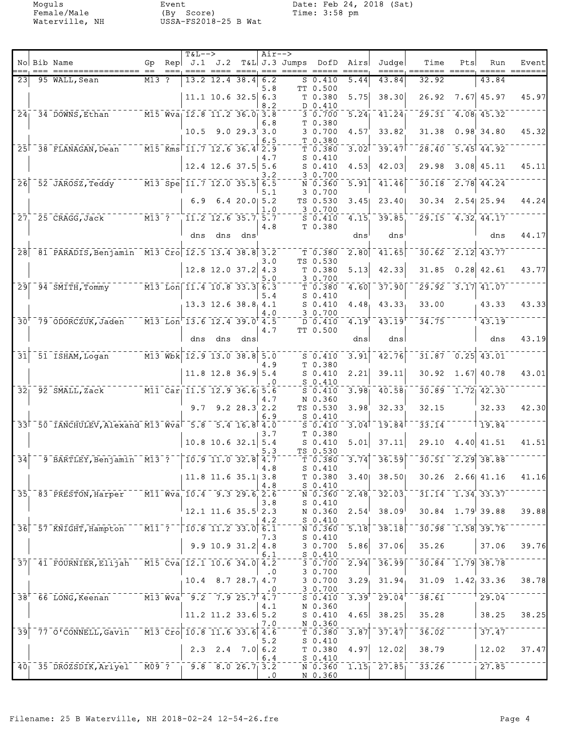Moguls
Female/Male
Waterville, NH

Event
(By Score)
USSA-FS2018-25 B Wat

Date: Feb 24, 2018 (Sat)
Time: 3:58 pm

| No | Bib | Name | Gp | Rep | J.1 | J.2 | T&L | J.3 | Jumps | DofD | Airs | Judge | Time | Pts | Run | Event |
|---|---|---|---|---|---|---|---|---|---|---|---|---|---|---|---|---|
| 23 | 95 | WALL, Sean | M13 | ? | 13.2 | 12.4 | 38.4 | 6.2 | S | 0.410 | 5.44 | 43.84 | 32.92 | | 43.84 | |
| | | | | | | | | 5.8 | TT | 0.500 | | | | | | |
| | | | | | 11.1 | 10.6 | 32.5 | 6.3 | T | 0.380 | 5.75 | 38.30 | 26.92 | 7.67 | 45.97 | 45.97 |
| | | | | | | | | 8.2 | D | 0.410 | | | | | | |
| 24 | 34 | DOWNS, Ethan | M15 | Wva | 12.8 | 11.2 | 36.0 | 3.8 | 3 | 0.700 | 5.24 | 41.24 | 29.31 | 4.08 | 45.32 | |
| | | | | | | | | 6.8 | T | 0.380 | | | | | | |
| | | | | | 10.5 | 9.0 | 29.3 | 3.0 | 3 | 0.700 | 4.57 | 33.82 | 31.38 | 0.98 | 34.80 | 45.32 |
| | | | | | | | | 6.5 | T | 0.380 | | | | | | |
| 25 | 38 | FLANAGAN, Dean | M15 | Kms | 11.7 | 12.6 | 36.4 | 2.9 | T | 0.380 | 3.02 | 39.47 | 28.40 | 5.45 | 44.92 | |
| | | | | | | | | 4.7 | S | 0.410 | | | | | | |
| | | | | | 12.4 | 12.6 | 37.5 | 5.6 | S | 0.410 | 4.53 | 42.03 | 29.98 | 3.08 | 45.11 | 45.11 |
| | | | | | | | | 3.2 | 3 | 0.700 | | | | | | |
| 26 | 52 | JAROSZ, Teddy | M13 | Spe | 11.7 | 12.0 | 35.5 | 6.5 | N | 0.360 | 5.91 | 41.46 | 30.18 | 2.78 | 44.24 | |
| | | | | | | | | 5.1 | 3 | 0.700 | | | | | | |
| | | | | | 6.9 | 6.4 | 20.0 | 5.2 | TS | 0.530 | 3.45 | 23.40 | 30.34 | 2.54 | 25.94 | 44.24 |
| | | | | | | | | 1.0 | 3 | 0.700 | | | | | | |
| 27 | 25 | CRAGG, Jack | M13 | ? | 11.2 | 12.6 | 35.7 | 5.7 | S | 0.410 | 4.15 | 39.85 | 29.15 | 4.32 | 44.17 | |
| | | | | | | | | 4.8 | T | 0.380 | | | | | | |
| | | | | | dns | dns | dns | | | | dns | dns | | | dns | 44.17 |
| 28 | 81 | PARADIS, Benjamin | M13 | Cro | 12.5 | 13.4 | 38.8 | 3.2 | T | 0.380 | 2.80 | 41.65 | 30.62 | 2.12 | 43.77 | |
| | | | | | | | | 3.0 | TS | 0.530 | | | | | | |
| | | | | | 12.8 | 12.0 | 37.2 | 4.3 | T | 0.380 | 5.13 | 42.33 | 31.85 | 0.28 | 42.61 | 43.77 |
| | | | | | | | | 5.0 | 3 | 0.700 | | | | | | |
| 29 | 94 | SMITH, Tommy | M13 | Lon | 11.4 | 10.8 | 33.3 | 6.3 | T | 0.380 | 4.60 | 37.90 | 29.92 | 3.17 | 41.07 | |
| | | | | | | | | 5.4 | S | 0.410 | | | | | | |
| | | | | | 13.3 | 12.6 | 38.8 | 4.1 | S | 0.410 | 4.48 | 43.33 | 33.00 | | 43.33 | 43.33 |
| | | | | | | | | 4.0 | 3 | 0.700 | | | | | | |
| 30 | 79 | ODORCZUK, Jaden | M13 | Lon | 13.6 | 12.4 | 39.0 | 4.5 | D | 0.410 | 4.19 | 43.19 | 34.75 | | 43.19 | |
| | | | | | | | | 4.7 | TT | 0.500 | | | | | | |
| | | | | | dns | dns | dns | | | | dns | dns | | | dns | 43.19 |
| 31 | 51 | ISHAM, Logan | M13 | Wbk | 12.9 | 13.0 | 38.8 | 5.0 | S | 0.410 | 3.91 | 42.76 | 31.87 | 0.25 | 43.01 | |
| | | | | | | | | 4.9 | T | 0.380 | | | | | | |
| | | | | | 11.8 | 12.8 | 36.9 | 5.4 | S | 0.410 | 2.21 | 39.11 | 30.92 | 1.67 | 40.78 | 43.01 |
| | | | | | | | | .0 | S | 0.410 | | | | | | |
| 32 | 92 | SMALL, Zack | M11 | Car | 11.5 | 12.9 | 36.6 | 5.6 | S | 0.410 | 3.98 | 40.58 | 30.89 | 1.72 | 42.30 | |
| | | | | | | | | 4.7 | N | 0.360 | | | | | | |
| | | | | | 9.7 | 9.2 | 28.3 | 2.2 | TS | 0.530 | 3.98 | 32.33 | 32.15 | | 32.33 | 42.30 |
| | | | | | | | | 6.9 | S | 0.410 | | | | | | |
| 33 | 50 | IANCHULEV, Alexand | M13 | Wva | 5.8 | 5.4 | 16.8 | 4.0 | S | 0.410 | 3.04 | 19.84 | 33.14 | | 19.84 | |
| | | | | | | | | 3.7 | T | 0.380 | | | | | | |
| | | | | | 10.8 | 10.6 | 32.1 | 5.4 | S | 0.410 | 5.01 | 37.11 | 29.10 | 4.40 | 41.51 | 41.51 |
| | | | | | | | | 5.3 | TS | 0.530 | | | | | | |
| 34 | 9 | BARTLEY, Benjamin | M13 | ? | 10.9 | 11.0 | 32.8 | 4.7 | T | 0.380 | 3.74 | 36.59 | 30.51 | 2.29 | 38.88 | |
| | | | | | | | | 4.8 | S | 0.410 | | | | | | |
| | | | | | 11.8 | 11.6 | 35.1 | 3.8 | T | 0.380 | 3.40 | 38.50 | 30.26 | 2.66 | 41.16 | 41.16 |
| | | | | | | | | 4.8 | S | 0.410 | | | | | | |
| 35 | 83 | PRESTON, Harper | M11 | Wva | 10.4 | 9.3 | 29.6 | 2.6 | N | 0.360 | 2.48 | 32.03 | 31.14 | 1.34 | 33.37 | |
| | | | | | | | | 3.8 | S | 0.410 | | | | | | |
| | | | | | 12.1 | 11.6 | 35.5 | 2.3 | N | 0.360 | 2.54 | 38.09 | 30.84 | 1.79 | 39.88 | 39.88 |
| | | | | | | | | 4.2 | S | 0.410 | | | | | | |
| 36 | 57 | KNIGHT, Hampton | M11 | ? | 10.8 | 11.2 | 33.0 | 6.1 | N | 0.360 | 5.18 | 38.18 | 30.98 | 1.58 | 39.76 | |
| | | | | | | | | 7.3 | S | 0.410 | | | | | | |
| | | | | | 9.9 | 10.9 | 31.2 | 4.8 | 3 | 0.700 | 5.86 | 37.06 | 35.26 | | 37.06 | 39.76 |
| | | | | | | | | 6.1 | S | 0.410 | | | | | | |
| 37 | 41 | FOURNIER, Elijah | M15 | Cva | 12.1 | 10.6 | 34.0 | 4.2 | 3 | 0.700 | 2.94 | 36.99 | 30.84 | 1.79 | 38.78 | |
| | | | | | | | | .0 | 3 | 0.700 | | | | | | |
| | | | | | 10.4 | 8.7 | 28.7 | 4.7 | 3 | 0.700 | 3.29 | 31.94 | 31.09 | 1.42 | 33.36 | 38.78 |
| | | | | | | | | .0 | 3 | 0.700 | | | | | | |
| 38 | 66 | LONG, Keenan | M13 | Wva | 9.2 | 7.9 | 25.7 | 4.7 | S | 0.410 | 3.39 | 29.04 | 38.61 | | 29.04 | |
| | | | | | | | | 4.1 | N | 0.360 | | | | | | |
| | | | | | 11.2 | 11.2 | 33.6 | 5.2 | S | 0.410 | 4.65 | 38.25 | 35.28 | | 38.25 | 38.25 |
| | | | | | | | | 7.0 | N | 0.360 | | | | | | |
| 39 | 77 | O'CONNELL, Gavin | M13 | Cro | 10.8 | 11.6 | 33.6 | 4.6 | T | 0.380 | 3.87 | 37.47 | 36.02 | | 37.47 | |
| | | | | | | | | 5.2 | S | 0.410 | | | | | | |
| | | | | | 2.3 | 2.4 | 7.0 | 6.2 | T | 0.380 | 4.97 | 12.02 | 38.79 | | 12.02 | 37.47 |
| | | | | | | | | 6.4 | S | 0.410 | | | | | | |
| 40 | 35 | DROZSDIK, Ariyel | M09 | ? | 9.8 | 8.0 | 26.7 | 3.2 | N | 0.360 | 1.15 | 27.85 | 33.26 | | 27.85 | |
| | | | | | | | | .0 | N | 0.360 | | | | | | |

Filename: 25 B Waterville, NH 2018-02-24 12-54-26.fre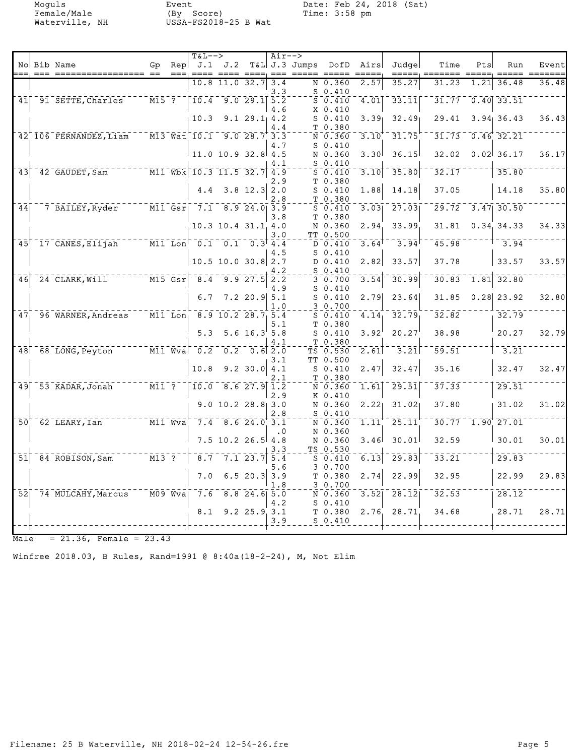Moguls
Female/Male
Waterville, NH

Event
(By Score)
USSA-FS2018-25 B Wat

Date: Feb 24, 2018 (Sat)
Time: 3:58 pm

| No | Bib Name | Gp | Rep | T&L--> J.1 | J.2 | T&L | Air--> J.3 | Jumps | DofD | Airs | Judge | Time | Pts | Run | Event |
|---|---|---|---|---|---|---|---|---|---|---|---|---|---|---|---|
| | | | | 10.8 | 11.0 | 32.7 | 3.4 | N | 0.360 | 2.57 | 35.27 | 31.23 | 1.21 | 36.48 | 36.48 |
| | | | | | | | 3.3 | S | 0.410 | | | | | | |
| 41 | 91 SETTE, Charles | M15 | ? | 10.4 | 9.0 | 29.1 | 5.2 | S | 0.410 | 4.01 | 33.11 | 31.77 | 0.40 | 33.51 | |
| | | | | | | | 4.6 | X | 0.410 | | | | | | |
| | | | | 10.3 | 9.1 | 29.1 | 4.2 | S | 0.410 | 3.39 | 32.49 | 29.41 | 3.94 | 36.43 | 36.43 |
| | | | | | | | 4.4 | T | 0.380 | | | | | | |
| 42 | 106 FERNANDEZ, Liam | M13 | Wat | 10.1 | 9.0 | 28.7 | 3.3 | N | 0.360 | 3.10 | 31.75 | 31.73 | 0.46 | 32.21 | |
| | | | | | | | 4.7 | S | 0.410 | | | | | | |
| | | | | 11.0 | 10.9 | 32.8 | 4.5 | N | 0.360 | 3.30 | 36.15 | 32.02 | 0.02 | 36.17 | 36.17 |
| | | | | | | | 4.1 | S | 0.410 | | | | | | |
| 43 | 42 GAUDET, Sam | M11 | Wbk | 10.3 | 11.5 | 32.7 | 4.9 | S | 0.410 | 3.10 | 35.80 | 32.17 | | 35.80 | |
| | | | | | | | 2.9 | T | 0.380 | | | | | | |
| | | | | 4.4 | 3.8 | 12.3 | 2.0 | S | 0.410 | 1.88 | 14.18 | 37.05 | | 14.18 | 35.80 |
| | | | | | | | 2.8 | T | 0.380 | | | | | | |
| 44 | 7 BAILEY, Ryder | M11 | Gsr | 7.1 | 8.9 | 24.0 | 3.9 | S | 0.410 | 3.03 | 27.03 | 29.72 | 3.47 | 30.50 | |
| | | | | | | | 3.8 | T | 0.380 | | | | | | |
| | | | | 10.3 | 10.4 | 31.1 | 4.0 | N | 0.360 | 2.94 | 33.99 | 31.81 | 0.34 | 34.33 | 34.33 |
| | | | | | | | 3.0 | TT | 0.500 | | | | | | |
| 45 | 17 CANES, Elijah | M11 | Lon | 0.1 | 0.1 | 0.3 | 4.4 | D | 0.410 | 3.64 | 3.94 | 45.98 | | 3.94 | |
| | | | | | | | 4.5 | S | 0.410 | | | | | | |
| | | | | 10.5 | 10.0 | 30.8 | 2.7 | D | 0.410 | 2.82 | 33.57 | 37.78 | | 33.57 | 33.57 |
| | | | | | | | 4.2 | S | 0.410 | | | | | | |
| 46 | 24 CLARK, Will | M15 | Gsr | 8.4 | 9.9 | 27.5 | 2.2 | 3 | 0.700 | 3.54 | 30.99 | 30.83 | 1.81 | 32.80 | |
| | | | | | | | 4.9 | S | 0.410 | | | | | | |
| | | | | 6.7 | 7.2 | 20.9 | 5.1 | S | 0.410 | 2.79 | 23.64 | 31.85 | 0.28 | 23.92 | 32.80 |
| | | | | | | | 1.0 | 3 | 0.700 | | | | | | |
| 47 | 96 WARNER, Andreas | M11 | Lon | 8.9 | 10.2 | 28.7 | 5.4 | S | 0.410 | 4.14 | 32.79 | 32.82 | | 32.79 | |
| | | | | | | | 5.1 | T | 0.380 | | | | | | |
| | | | | 5.3 | 5.6 | 16.3 | 5.8 | S | 0.410 | 3.92 | 20.27 | 38.98 | | 20.27 | 32.79 |
| | | | | | | | 4.1 | T | 0.380 | | | | | | |
| 48 | 68 LONG, Peyton | M11 | Wva | 0.2 | 0.2 | 0.6 | 2.0 | TS | 0.530 | 2.61 | 3.21 | 59.51 | | 3.21 | |
| | | | | | | | 3.1 | TT | 0.500 | | | | | | |
| | | | | 10.8 | 9.2 | 30.0 | 4.1 | S | 0.410 | 2.47 | 32.47 | 35.16 | | 32.47 | 32.47 |
| | | | | | | | 2.1 | T | 0.380 | | | | | | |
| 49 | 53 KADAR, Jonah | M11 | ? | 10.0 | 8.6 | 27.9 | 1.2 | N | 0.360 | 1.61 | 29.51 | 37.33 | | 29.51 | |
| | | | | | | | 2.9 | K | 0.410 | | | | | | |
| | | | | 9.0 | 10.2 | 28.8 | 3.0 | N | 0.360 | 2.22 | 31.02 | 37.80 | | 31.02 | 31.02 |
| | | | | | | | 2.8 | S | 0.410 | | | | | | |
| 50 | 62 LEARY, Ian | M11 | Wva | 7.4 | 8.6 | 24.0 | 3.1 | N | 0.360 | 1.11 | 25.11 | 30.77 | 1.90 | 27.01 | |
| | | | | | | | .0 | N | 0.360 | | | | | | |
| | | | | 7.5 | 10.2 | 26.5 | 4.8 | N | 0.360 | 3.46 | 30.01 | 32.59 | | 30.01 | 30.01 |
| | | | | | | | 3.3 | TS | 0.530 | | | | | | |
| 51 | 84 ROBISON, Sam | M13 | ? | 8.7 | 7.1 | 23.7 | 5.4 | S | 0.410 | 6.13 | 29.83 | 33.21 | | 29.83 | |
| | | | | | | | 5.6 | 3 | 0.700 | | | | | | |
| | | | | 7.0 | 6.5 | 20.3 | 3.9 | T | 0.380 | 2.74 | 22.99 | 32.95 | | 22.99 | 29.83 |
| | | | | | | | 1.8 | 3 | 0.700 | | | | | | |
| 52 | 74 MULCAHY, Marcus | M09 | Wva | 7.6 | 8.8 | 24.6 | 5.0 | N | 0.360 | 3.52 | 28.12 | 32.53 | | 28.12 | |
| | | | | | | | 4.2 | S | 0.410 | | | | | | |
| | | | | 8.1 | 9.2 | 25.9 | 3.1 | T | 0.380 | 2.76 | 28.71 | 34.68 | | 28.71 | 28.71 |
| | | | | | | | 3.9 | S | 0.410 | | | | | | |

Male = 21.36, Female = 23.43

Winfree 2018.03, B Rules, Rand=1991 @ 8:40a(18-2-24), M, Not Elim

Filename: 25 B Waterville, NH 2018-02-24 12-54-26.fre